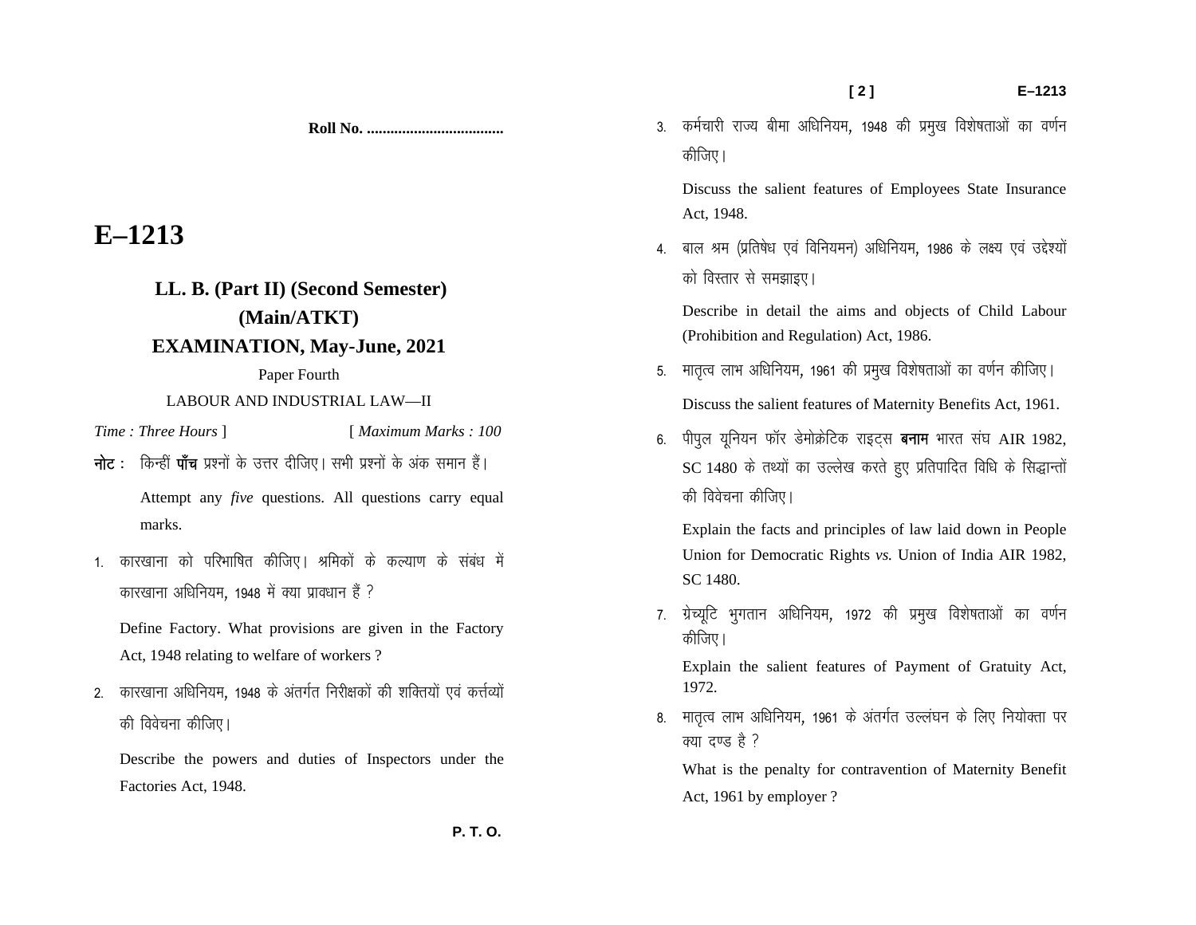**Roll No. ...................................**

# E–1213

## LL. B. (Part II) (Second Semester) (Main/ATKT) EXAMINATION, May-June, 2021

Paper Fourth

LABOUR AND INDUSTRIAL LAW—II

*Time : Three Hours* ] [ *Maximum Marks : 100*

**नोट :** किन्हीं **पाँच** प्रश्नों के उत्तर दीजिए। सभी प्रश्नों के अंक समान हैं।

Attempt any *five* questions. All questions carry equal marks.

1. कारखाना को परिभाषित कीजिए। श्रमिकों के कल्याण के संबंध में कारखाना अधिनियम, 1948 में क्या प्रावधान हैं ?

   Define Factory. What provisions are given in the Factory Act, 1948 relating to welfare of workers ?

2. कारखाना अधिनियम, 1948 के अंतर्गत निरीक्षकों की शक्तियों एवं कर्त्तव्यों की विवेचना कीजिए।

   Describe the powers and duties of Inspectors under the Factories Act, 1948.

3. कर्मचारी राज्य बीमा अधिनियम, 1948 की प्रमुख विशेषताओं का वर्णन कीजिए।

   Discuss the salient features of Employees State Insurance Act, 1948.

4. बाल श्रम (प्रतिषेध एवं विनियमन) अधिनियम, 1986 के लक्ष्य एवं उद्देश्यों को विस्तार से समझाइए।

   Describe in detail the aims and objects of Child Labour (Prohibition and Regulation) Act, 1986.

5. मातृत्व लाभ अधिनियम, 1961 की प्रमुख विशेषताओं का वर्णन कीजिए।

   Discuss the salient features of Maternity Benefits Act, 1961.

6. पीपुल यूनियन फॉर डेमोक्रेटिक राइट्स **बनाम** भारत संघ AIR 1982, SC 1480 के तथ्यों का उल्लेख करते हुए प्रतिपादित विधि के सिद्धान्तों की विवेचना कीजिए।

   Explain the facts and principles of law laid down in People Union for Democratic Rights *vs.* Union of India AIR 1982, SC 1480.

7. ग्रेच्यूटि भुगतान अधिनियम, 1972 की प्रमुख विशेषताओं का वर्णन कीजिए।

   Explain the salient features of Payment of Gratuity Act, 1972.

8. मातृत्व लाभ अधिनियम, 1961 के अंतर्गत उल्लंघन के लिए नियोक्ता पर क्या दण्ड है ?

   What is the penalty for contravention of Maternity Benefit Act, 1961 by employer ?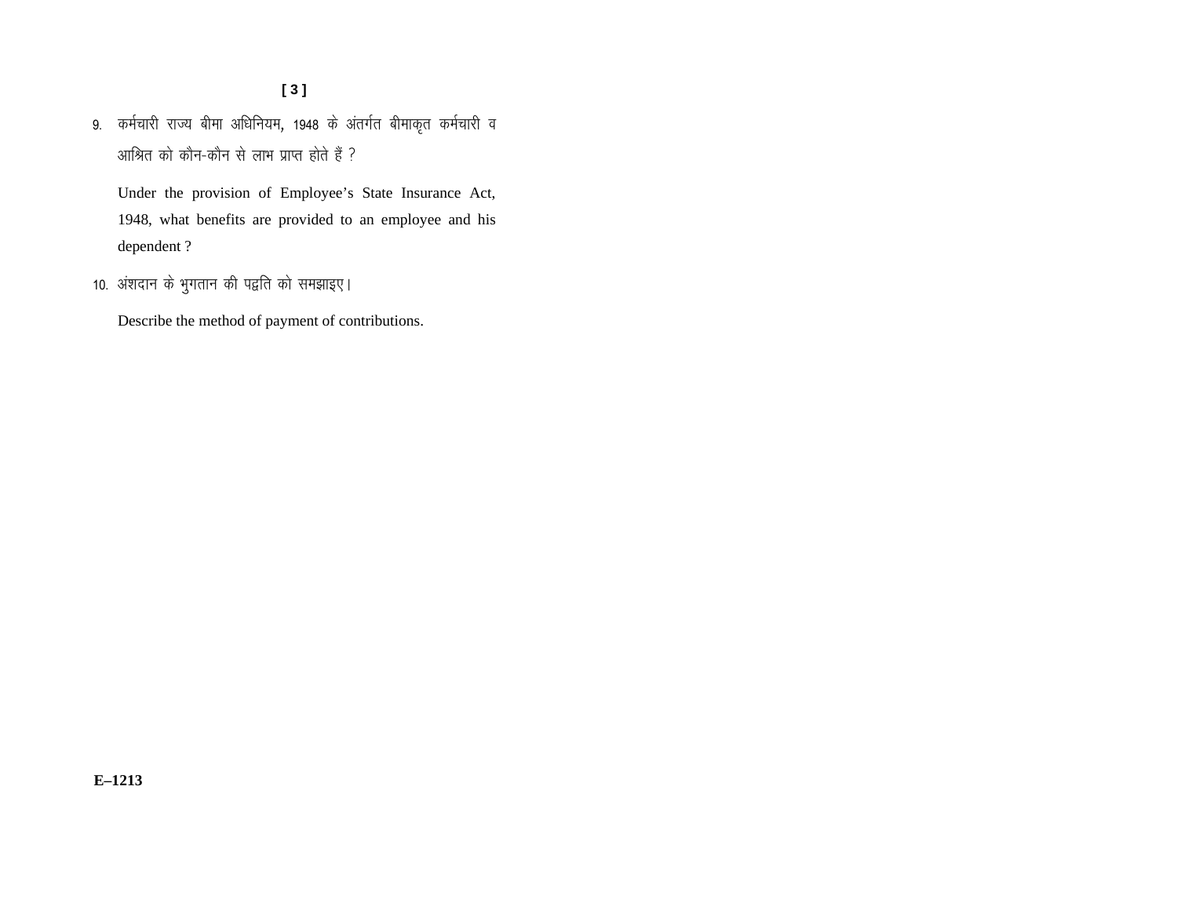9. कर्मचारी राज्य बीमा अधिनियम, 1948 के अंतर्गत बीमाकृत कर्मचारी व आश्रित को कौन-कौन से लाभ प्राप्त होते हैं ?

   Under the provision of Employee's State Insurance Act, 1948, what benefits are provided to an employee and his dependent ?

10. अंशदान के भुगतान की पद्वति को समझाइए।

    Describe the method of payment of contributions.

E–1213